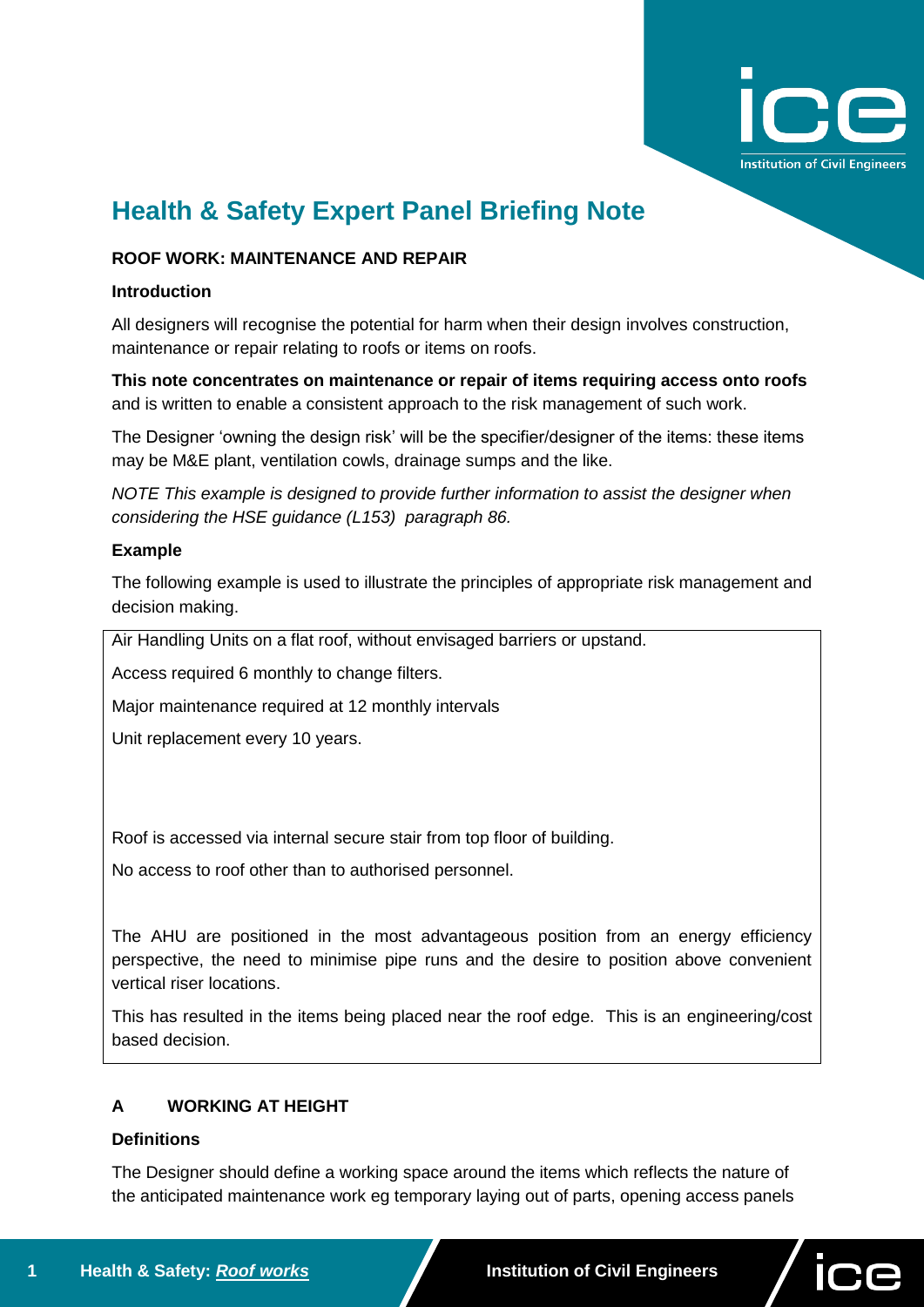# Health & Safety Expert Panel Briefing Note

**ROOF WORK: MAINTENANCE AND REPAIR**

**Introduction**

All designers will recognise the potential for harm when their design involves construction, maintenance or repair relating to roofs or items on roofs.

**This note concentrates on maintenance or repair of items requiring access onto roofs** and is written to enable a consistent approach to the risk management of such work.

The Designer 'owning the design risk' will be the specifier/designer of the items: these items may be M&E plant, ventilation cowls, drainage sumps and the like.

*NOTE This example is designed to provide further information to assist the designer when considering the HSE guidance (L153) paragraph 86.*

**Example**

The following example is used to illustrate the principles of appropriate risk management and decision making.

> Air Handling Units on a flat roof, without envisaged barriers or upstand.
>
> Access required 6 monthly to change filters.
>
> Major maintenance required at 12 monthly intervals
>
> Unit replacement every 10 years.
>
> Roof is accessed via internal secure stair from top floor of building.
>
> No access to roof other than to authorised personnel.
>
> The AHU are positioned in the most advantageous position from an energy efficiency perspective, the need to minimise pipe runs and the desire to position above convenient vertical riser locations.
>
> This has resulted in the items being placed near the roof edge. This is an engineering/cost based decision.

**A WORKING AT HEIGHT**

**Definitions**

The Designer should define a working space around the items which reflects the nature of the anticipated maintenance work eg temporary laying out of parts, opening access panels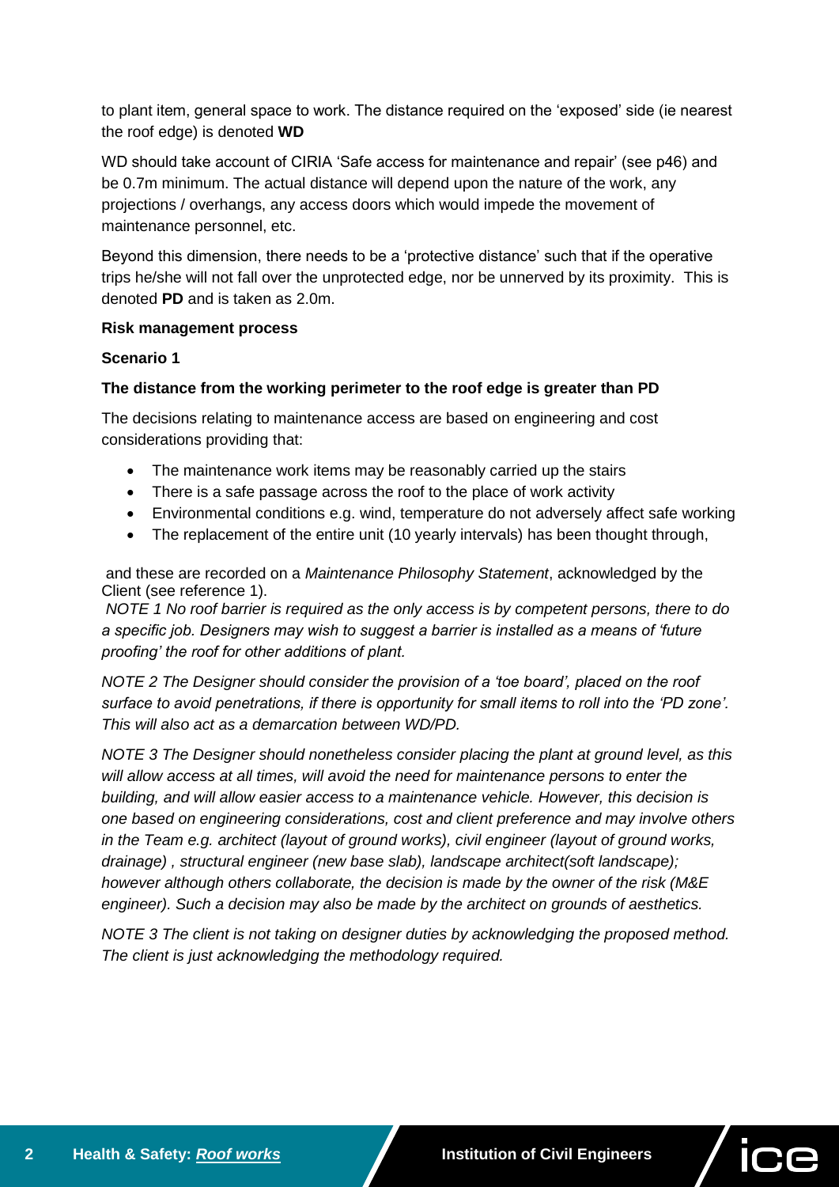to plant item, general space to work. The distance required on the 'exposed' side (ie nearest the roof edge) is denoted **WD**

WD should take account of CIRIA 'Safe access for maintenance and repair' (see p46) and be 0.7m minimum. The actual distance will depend upon the nature of the work, any projections / overhangs, any access doors which would impede the movement of maintenance personnel, etc.

Beyond this dimension, there needs to be a 'protective distance' such that if the operative trips he/she will not fall over the unprotected edge, nor be unnerved by its proximity. This is denoted **PD** and is taken as 2.0m.

**Risk management process**

**Scenario 1**

**The distance from the working perimeter to the roof edge is greater than PD**

The decisions relating to maintenance access are based on engineering and cost considerations providing that:

- The maintenance work items may be reasonably carried up the stairs
- There is a safe passage across the roof to the place of work activity
- Environmental conditions e.g. wind, temperature do not adversely affect safe working
- The replacement of the entire unit (10 yearly intervals) has been thought through,

and these are recorded on a *Maintenance Philosophy Statement*, acknowledged by the Client (see reference 1).

*NOTE 1 No roof barrier is required as the only access is by competent persons, there to do a specific job. Designers may wish to suggest a barrier is installed as a means of 'future proofing' the roof for other additions of plant.*

*NOTE 2 The Designer should consider the provision of a 'toe board', placed on the roof surface to avoid penetrations, if there is opportunity for small items to roll into the 'PD zone'. This will also act as a demarcation between WD/PD.*

*NOTE 3 The Designer should nonetheless consider placing the plant at ground level, as this will allow access at all times, will avoid the need for maintenance persons to enter the building, and will allow easier access to a maintenance vehicle. However, this decision is one based on engineering considerations, cost and client preference and may involve others in the Team e.g. architect (layout of ground works), civil engineer (layout of ground works, drainage) , structural engineer (new base slab), landscape architect(soft landscape); however although others collaborate, the decision is made by the owner of the risk (M&E engineer). Such a decision may also be made by the architect on grounds of aesthetics.*

*NOTE 3 The client is not taking on designer duties by acknowledging the proposed method. The client is just acknowledging the methodology required.*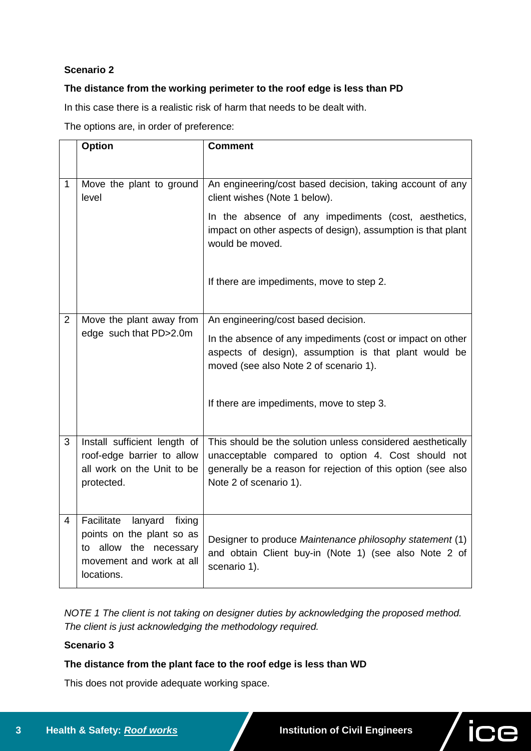**Scenario 2**

**The distance from the working perimeter to the roof edge is less than PD**

In this case there is a realistic risk of harm that needs to be dealt with.

The options are, in order of preference:

| | Option | Comment |
|---|---|---|
| 1 | Move the plant to ground level | An engineering/cost based decision, taking account of any client wishes (Note 1 below).<br><br>In the absence of any impediments (cost, aesthetics, impact on other aspects of design), assumption is that plant would be moved.<br><br>If there are impediments, move to step 2. |
| 2 | Move the plant away from edge such that PD>2.0m | An engineering/cost based decision.<br><br>In the absence of any impediments (cost or impact on other aspects of design), assumption is that plant would be moved (see also Note 2 of scenario 1).<br><br>If there are impediments, move to step 3. |
| 3 | Install sufficient length of roof-edge barrier to allow all work on the Unit to be protected. | This should be the solution unless considered aesthetically unacceptable compared to option 4. Cost should not generally be a reason for rejection of this option (see also Note 2 of scenario 1). |
| 4 | Facilitate lanyard fixing points on the plant so as to allow the necessary movement and work at all locations. | Designer to produce *Maintenance philosophy statement* (1) and obtain Client buy-in (Note 1) (see also Note 2 of scenario 1). |

*NOTE 1 The client is not taking on designer duties by acknowledging the proposed method. The client is just acknowledging the methodology required.*

**Scenario 3**

**The distance from the plant face to the roof edge is less than WD**

This does not provide adequate working space.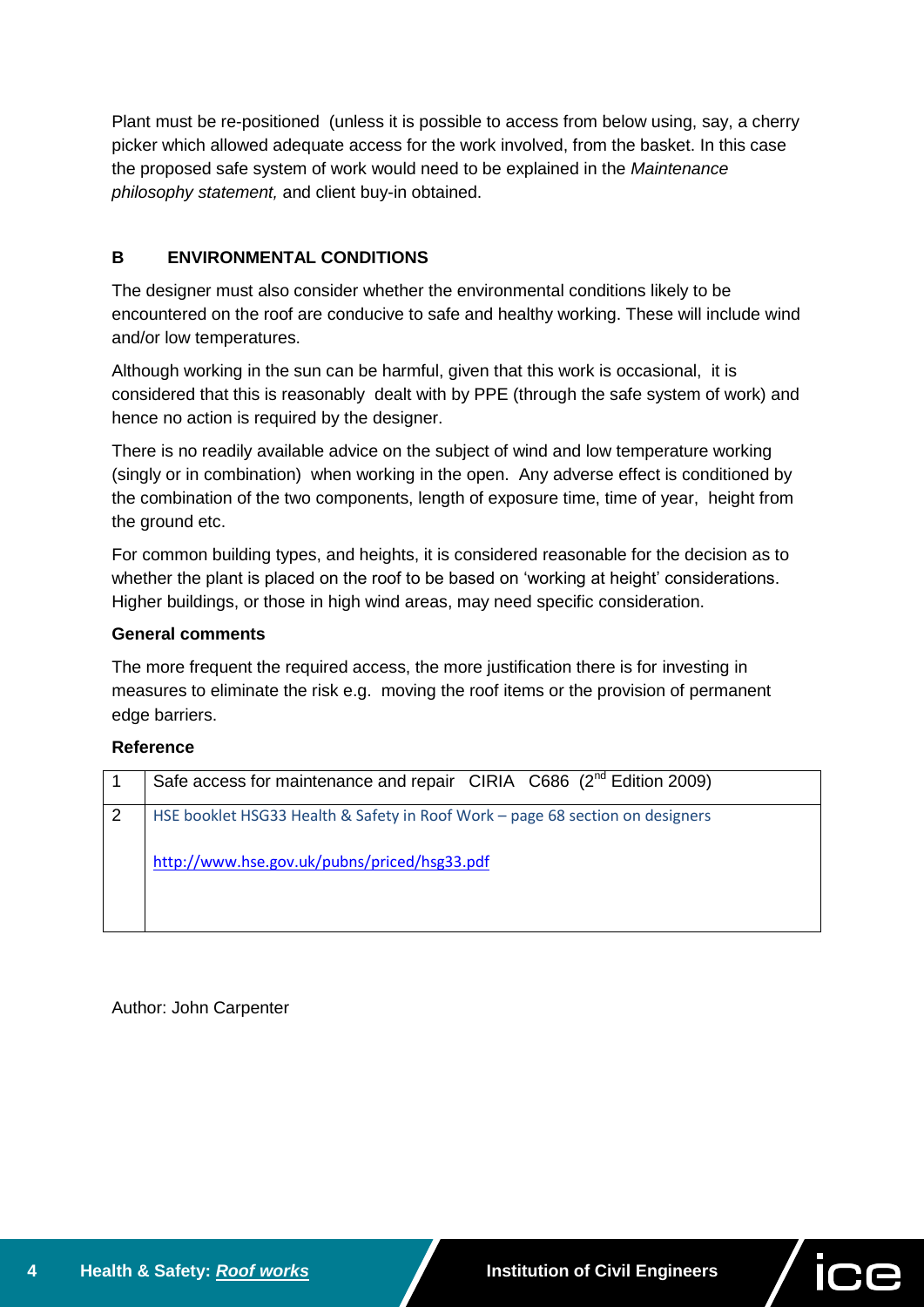Plant must be re-positioned (unless it is possible to access from below using, say, a cherry picker which allowed adequate access for the work involved, from the basket. In this case the proposed safe system of work would need to be explained in the *Maintenance philosophy statement,* and client buy-in obtained.

### B ENVIRONMENTAL CONDITIONS

The designer must also consider whether the environmental conditions likely to be encountered on the roof are conducive to safe and healthy working. These will include wind and/or low temperatures.

Although working in the sun can be harmful, given that this work is occasional, it is considered that this is reasonably dealt with by PPE (through the safe system of work) and hence no action is required by the designer.

There is no readily available advice on the subject of wind and low temperature working (singly or in combination) when working in the open. Any adverse effect is conditioned by the combination of the two components, length of exposure time, time of year, height from the ground etc.

For common building types, and heights, it is considered reasonable for the decision as to whether the plant is placed on the roof to be based on 'working at height' considerations. Higher buildings, or those in high wind areas, may need specific consideration.

**General comments**

The more frequent the required access, the more justification there is for investing in measures to eliminate the risk e.g. moving the roof items or the provision of permanent edge barriers.

**Reference**

| | |
|---|---|
| 1 | Safe access for maintenance and repair CIRIA C686 (2nd Edition 2009) |
| 2 | HSE booklet HSG33 Health & Safety in Roof Work – page 68 section on designers<br><br>http://www.hse.gov.uk/pubns/priced/hsg33.pdf |

Author: John Carpenter